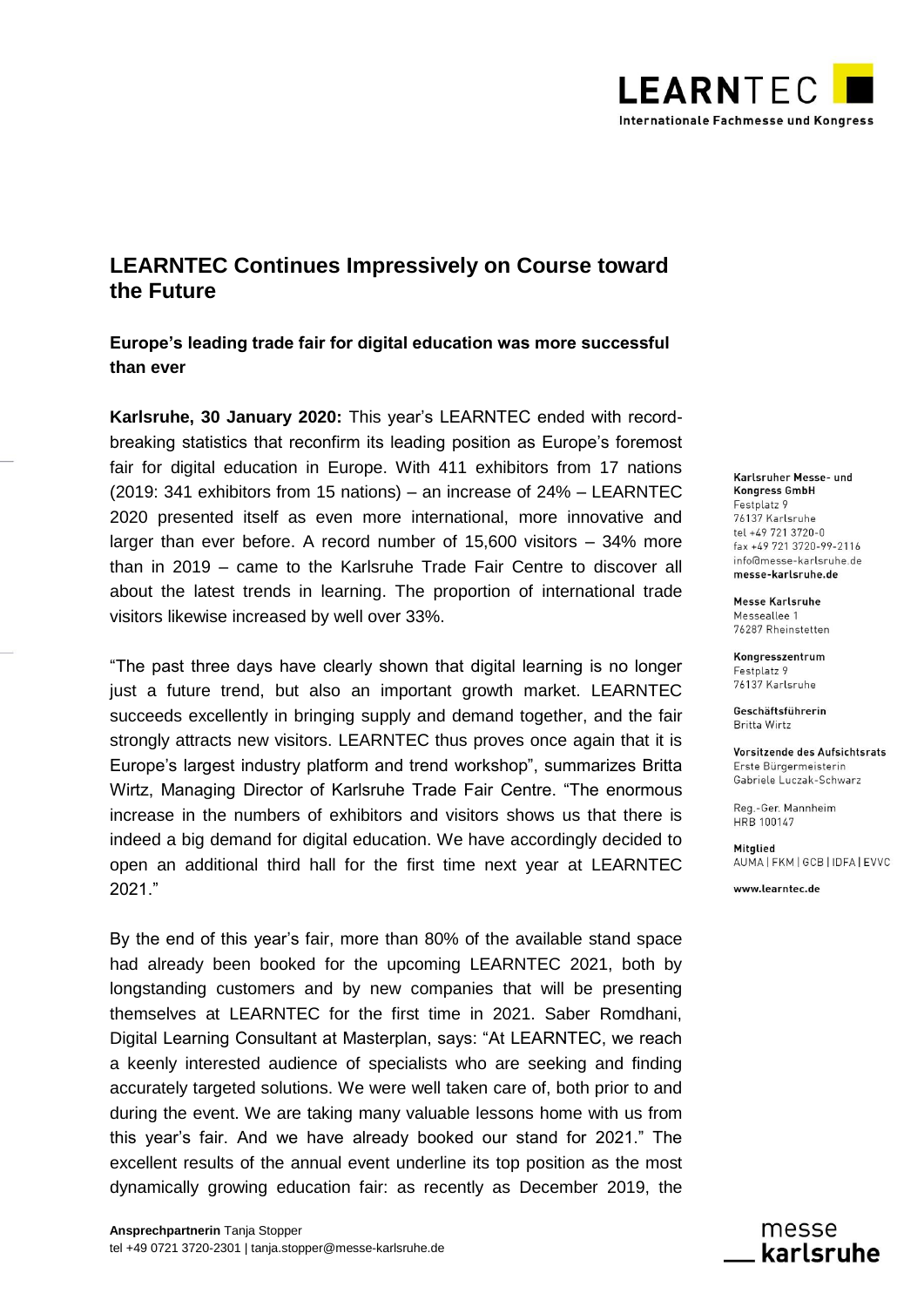# LEARNTEC Continues Impressively on Course toward the Future

**Europe's leading trade fair for digital education was more successful than ever**

**Karlsruhe, 30 January 2020:** This year's LEARNTEC ended with record-breaking statistics that reconfirm its leading position as Europe's foremost fair for digital education in Europe. With 411 exhibitors from 17 nations (2019: 341 exhibitors from 15 nations) – an increase of 24% – LEARNTEC 2020 presented itself as even more international, more innovative and larger than ever before. A record number of 15,600 visitors – 34% more than in 2019 – came to the Karlsruhe Trade Fair Centre to discover all about the latest trends in learning. The proportion of international trade visitors likewise increased by well over 33%.

"The past three days have clearly shown that digital learning is no longer just a future trend, but also an important growth market. LEARNTEC succeeds excellently in bringing supply and demand together, and the fair strongly attracts new visitors. LEARNTEC thus proves once again that it is Europe's largest industry platform and trend workshop", summarizes Britta Wirtz, Managing Director of Karlsruhe Trade Fair Centre. "The enormous increase in the numbers of exhibitors and visitors shows us that there is indeed a big demand for digital education. We have accordingly decided to open an additional third hall for the first time next year at LEARNTEC 2021."

By the end of this year's fair, more than 80% of the available stand space had already been booked for the upcoming LEARNTEC 2021, both by longstanding customers and by new companies that will be presenting themselves at LEARNTEC for the first time in 2021. Saber Romdhani, Digital Learning Consultant at Masterplan, says: "At LEARNTEC, we reach a keenly interested audience of specialists who are seeking and finding accurately targeted solutions. We were well taken care of, both prior to and during the event. We are taking many valuable lessons home with us from this year's fair. And we have already booked our stand for 2021." The excellent results of the annual event underline its top position as the most dynamically growing education fair: as recently as December 2019, the

Karlsruher Messe- und Kongress GmbH
Festplatz 9
76137 Karlsruhe
tel +49 721 3720-0
fax +49 721 3720-99-2116
info@messe-karlsruhe.de
messe-karlsruhe.de

Messe Karlsruhe
Messeallee 1
76287 Rheinstetten

Kongresszentrum
Festplatz 9
76137 Karlsruhe

Geschäftsführerin
Britta Wirtz

Vorsitzende des Aufsichtsrats
Erste Bürgermeisterin
Gabriele Luczak-Schwarz

Reg.-Ger. Mannheim
HRB 100147

Mitglied
AUMA | FKM | GCB | IDFA | EVVC

www.learntec.de

**Ansprechpartnerin** Tanja Stopper
tel +49 0721 3720-2301 | tanja.stopper@messe-karlsruhe.de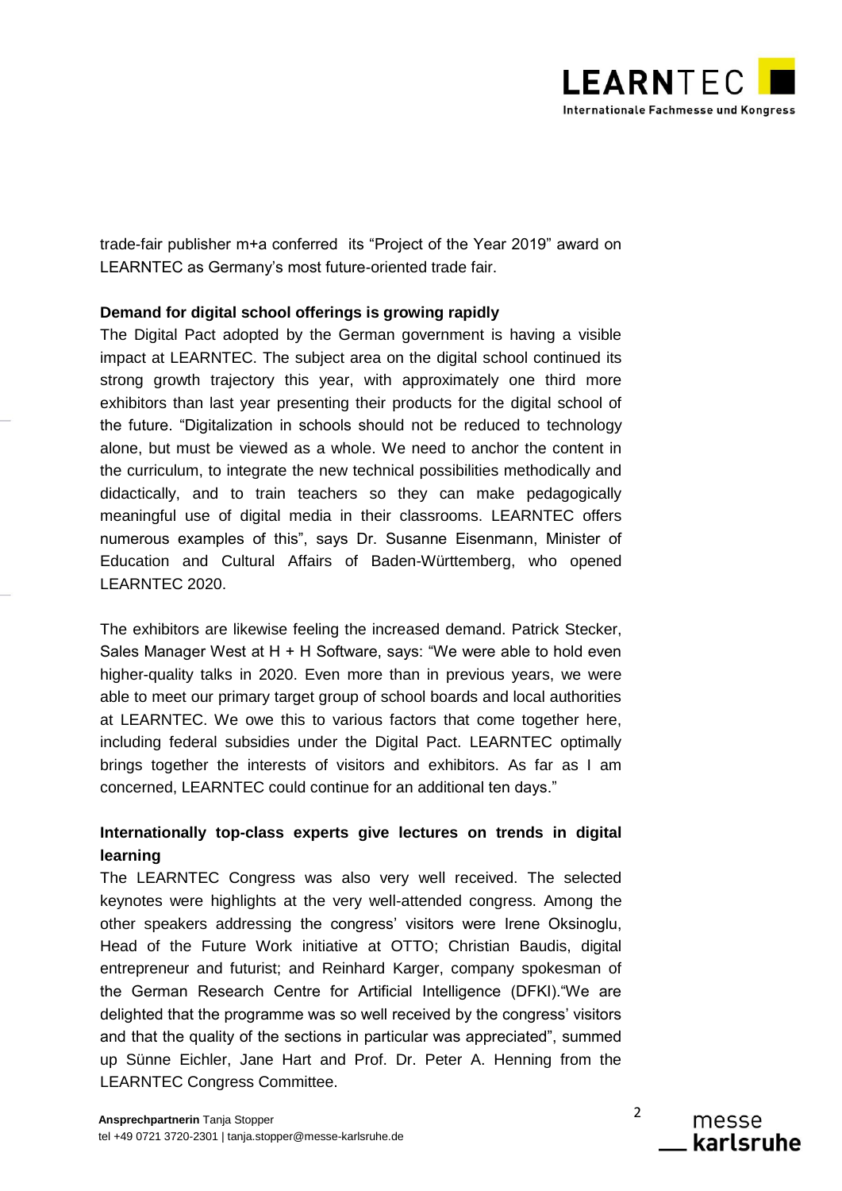trade-fair publisher m+a conferred its "Project of the Year 2019" award on LEARNTEC as Germany's most future-oriented trade fair.

**Demand for digital school offerings is growing rapidly**

The Digital Pact adopted by the German government is having a visible impact at LEARNTEC. The subject area on the digital school continued its strong growth trajectory this year, with approximately one third more exhibitors than last year presenting their products for the digital school of the future. "Digitalization in schools should not be reduced to technology alone, but must be viewed as a whole. We need to anchor the content in the curriculum, to integrate the new technical possibilities methodically and didactically, and to train teachers so they can make pedagogically meaningful use of digital media in their classrooms. LEARNTEC offers numerous examples of this", says Dr. Susanne Eisenmann, Minister of Education and Cultural Affairs of Baden-Württemberg, who opened LEARNTEC 2020.

The exhibitors are likewise feeling the increased demand. Patrick Stecker, Sales Manager West at H + H Software, says: "We were able to hold even higher-quality talks in 2020. Even more than in previous years, we were able to meet our primary target group of school boards and local authorities at LEARNTEC. We owe this to various factors that come together here, including federal subsidies under the Digital Pact. LEARNTEC optimally brings together the interests of visitors and exhibitors. As far as I am concerned, LEARNTEC could continue for an additional ten days."

**Internationally top-class experts give lectures on trends in digital learning**

The LEARNTEC Congress was also very well received. The selected keynotes were highlights at the very well-attended congress. Among the other speakers addressing the congress' visitors were Irene Oksinoglu, Head of the Future Work initiative at OTTO; Christian Baudis, digital entrepreneur and futurist; and Reinhard Karger, company spokesman of the German Research Centre for Artificial Intelligence (DFKI)."We are delighted that the programme was so well received by the congress' visitors and that the quality of the sections in particular was appreciated", summed up Sünne Eichler, Jane Hart and Prof. Dr. Peter A. Henning from the LEARNTEC Congress Committee.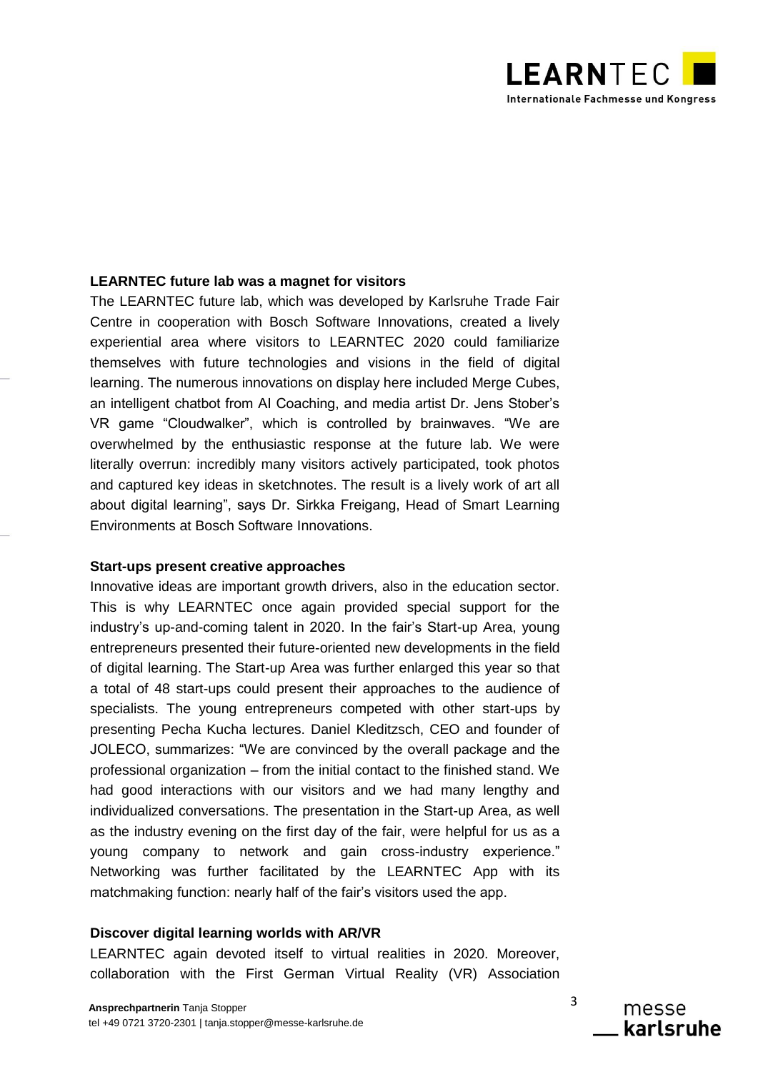**LEARNTEC future lab was a magnet for visitors**

The LEARNTEC future lab, which was developed by Karlsruhe Trade Fair Centre in cooperation with Bosch Software Innovations, created a lively experiential area where visitors to LEARNTEC 2020 could familiarize themselves with future technologies and visions in the field of digital learning. The numerous innovations on display here included Merge Cubes, an intelligent chatbot from AI Coaching, and media artist Dr. Jens Stober's VR game "Cloudwalker", which is controlled by brainwaves. "We are overwhelmed by the enthusiastic response at the future lab. We were literally overrun: incredibly many visitors actively participated, took photos and captured key ideas in sketchnotes. The result is a lively work of art all about digital learning", says Dr. Sirkka Freigang, Head of Smart Learning Environments at Bosch Software Innovations.

**Start-ups present creative approaches**

Innovative ideas are important growth drivers, also in the education sector. This is why LEARNTEC once again provided special support for the industry's up-and-coming talent in 2020. In the fair's Start-up Area, young entrepreneurs presented their future-oriented new developments in the field of digital learning. The Start-up Area was further enlarged this year so that a total of 48 start-ups could present their approaches to the audience of specialists. The young entrepreneurs competed with other start-ups by presenting Pecha Kucha lectures. Daniel Kleditzsch, CEO and founder of JOLECO, summarizes: "We are convinced by the overall package and the professional organization – from the initial contact to the finished stand. We had good interactions with our visitors and we had many lengthy and individualized conversations. The presentation in the Start-up Area, as well as the industry evening on the first day of the fair, were helpful for us as a young company to network and gain cross-industry experience." Networking was further facilitated by the LEARNTEC App with its matchmaking function: nearly half of the fair's visitors used the app.

**Discover digital learning worlds with AR/VR**

LEARNTEC again devoted itself to virtual realities in 2020. Moreover, collaboration with the First German Virtual Reality (VR) Association

**Ansprechpartnerin** Tanja Stopper
tel +49 0721 3720-2301 | tanja.stopper@messe-karlsruhe.de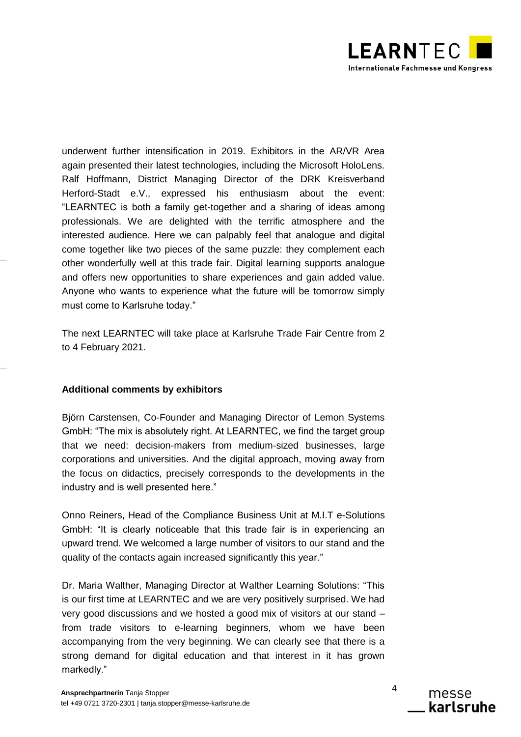underwent further intensification in 2019. Exhibitors in the AR/VR Area again presented their latest technologies, including the Microsoft HoloLens. Ralf Hoffmann, District Managing Director of the DRK Kreisverband Herford-Stadt e.V., expressed his enthusiasm about the event: "LEARNTEC is both a family get-together and a sharing of ideas among professionals. We are delighted with the terrific atmosphere and the interested audience. Here we can palpably feel that analogue and digital come together like two pieces of the same puzzle: they complement each other wonderfully well at this trade fair. Digital learning supports analogue and offers new opportunities to share experiences and gain added value. Anyone who wants to experience what the future will be tomorrow simply must come to Karlsruhe today."

The next LEARNTEC will take place at Karlsruhe Trade Fair Centre from 2 to 4 February 2021.

**Additional comments by exhibitors**

Björn Carstensen, Co-Founder and Managing Director of Lemon Systems GmbH: "The mix is absolutely right. At LEARNTEC, we find the target group that we need: decision-makers from medium-sized businesses, large corporations and universities. And the digital approach, moving away from the focus on didactics, precisely corresponds to the developments in the industry and is well presented here."

Onno Reiners, Head of the Compliance Business Unit at M.I.T e-Solutions GmbH: "It is clearly noticeable that this trade fair is in experiencing an upward trend. We welcomed a large number of visitors to our stand and the quality of the contacts again increased significantly this year."

Dr. Maria Walther, Managing Director at Walther Learning Solutions: "This is our first time at LEARNTEC and we are very positively surprised. We had very good discussions and we hosted a good mix of visitors at our stand – from trade visitors to e-learning beginners, whom we have been accompanying from the very beginning. We can clearly see that there is a strong demand for digital education and that interest in it has grown markedly."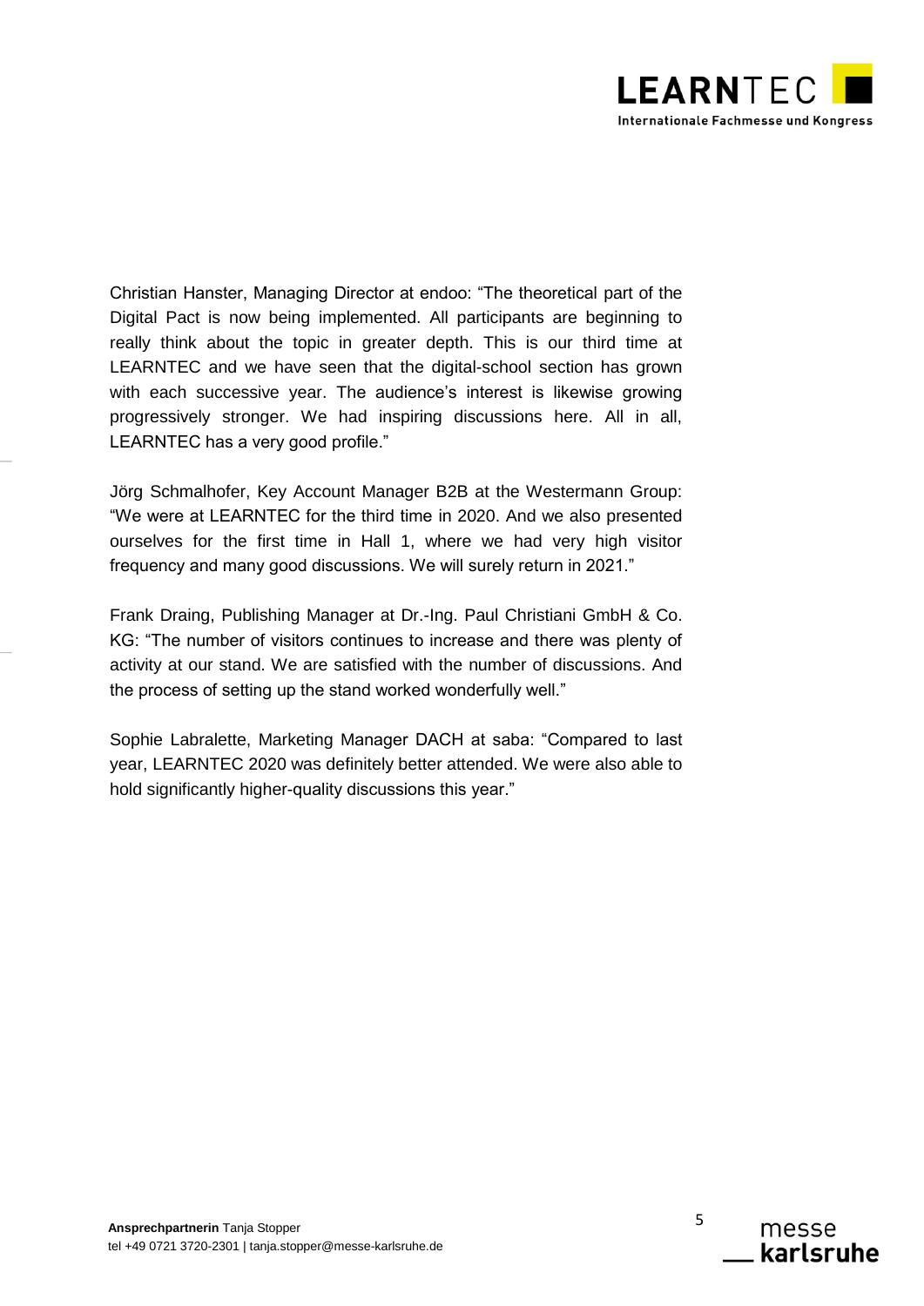Christian Hanster, Managing Director at endoo: “The theoretical part of the Digital Pact is now being implemented. All participants are beginning to really think about the topic in greater depth. This is our third time at LEARNTEC and we have seen that the digital-school section has grown with each successive year. The audience’s interest is likewise growing progressively stronger. We had inspiring discussions here. All in all, LEARNTEC has a very good profile.”

Jörg Schmalhofer, Key Account Manager B2B at the Westermann Group: “We were at LEARNTEC for the third time in 2020. And we also presented ourselves for the first time in Hall 1, where we had very high visitor frequency and many good discussions. We will surely return in 2021.”

Frank Draing, Publishing Manager at Dr.-Ing. Paul Christiani GmbH & Co. KG: “The number of visitors continues to increase and there was plenty of activity at our stand. We are satisfied with the number of discussions. And the process of setting up the stand worked wonderfully well.”

Sophie Labralette, Marketing Manager DACH at saba: “Compared to last year, LEARNTEC 2020 was definitely better attended. We were also able to hold significantly higher-quality discussions this year.”